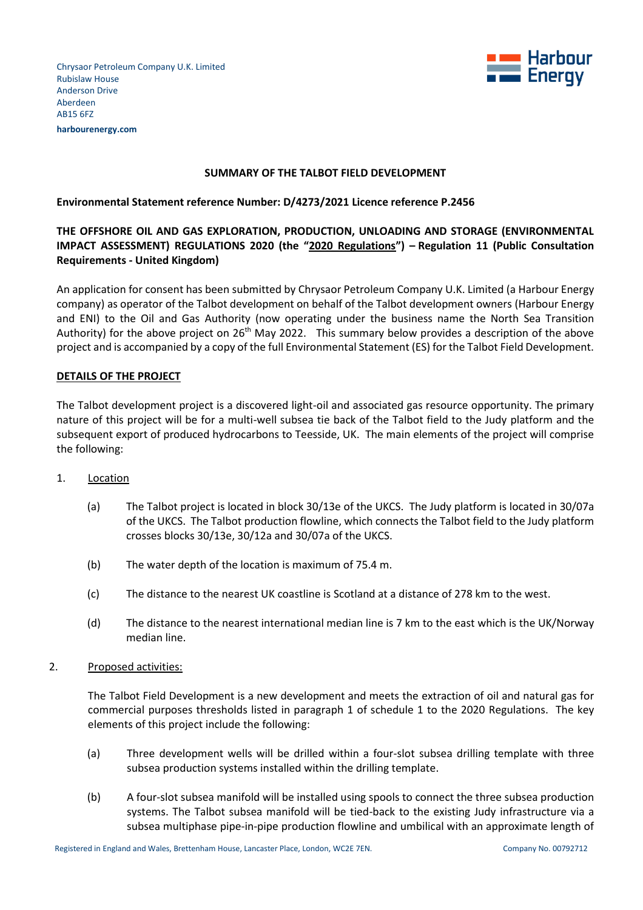Chrysaor Petroleum Company U.K. Limited
Rubislaw House
Anderson Drive
Aberdeen
AB15 6FZ
**harbourenergy.com**

Harbour Energy

**SUMMARY OF THE TALBOT FIELD DEVELOPMENT**

**Environmental Statement reference Number: D/4273/2021 Licence reference P.2456**

**THE OFFSHORE OIL AND GAS EXPLORATION, PRODUCTION, UNLOADING AND STORAGE (ENVIRONMENTAL IMPACT ASSESSMENT) REGULATIONS 2020 (the "2020 Regulations") – Regulation 11 (Public Consultation Requirements - United Kingdom)**

An application for consent has been submitted by Chrysaor Petroleum Company U.K. Limited (a Harbour Energy company) as operator of the Talbot development on behalf of the Talbot development owners (Harbour Energy and ENI) to the Oil and Gas Authority (now operating under the business name the North Sea Transition Authority) for the above project on 26th May 2022. This summary below provides a description of the above project and is accompanied by a copy of the full Environmental Statement (ES) for the Talbot Field Development.

**DETAILS OF THE PROJECT**

The Talbot development project is a discovered light-oil and associated gas resource opportunity. The primary nature of this project will be for a multi-well subsea tie back of the Talbot field to the Judy platform and the subsequent export of produced hydrocarbons to Teesside, UK. The main elements of the project will comprise the following:

1. Location

   (a) The Talbot project is located in block 30/13e of the UKCS. The Judy platform is located in 30/07a of the UKCS. The Talbot production flowline, which connects the Talbot field to the Judy platform crosses blocks 30/13e, 30/12a and 30/07a of the UKCS.

   (b) The water depth of the location is maximum of 75.4 m.

   (c) The distance to the nearest UK coastline is Scotland at a distance of 278 km to the west.

   (d) The distance to the nearest international median line is 7 km to the east which is the UK/Norway median line.

2. Proposed activities:

   The Talbot Field Development is a new development and meets the extraction of oil and natural gas for commercial purposes thresholds listed in paragraph 1 of schedule 1 to the 2020 Regulations. The key elements of this project include the following:

   (a) Three development wells will be drilled within a four-slot subsea drilling template with three subsea production systems installed within the drilling template.

   (b) A four-slot subsea manifold will be installed using spools to connect the three subsea production systems. The Talbot subsea manifold will be tied-back to the existing Judy infrastructure via a subsea multiphase pipe-in-pipe production flowline and umbilical with an approximate length of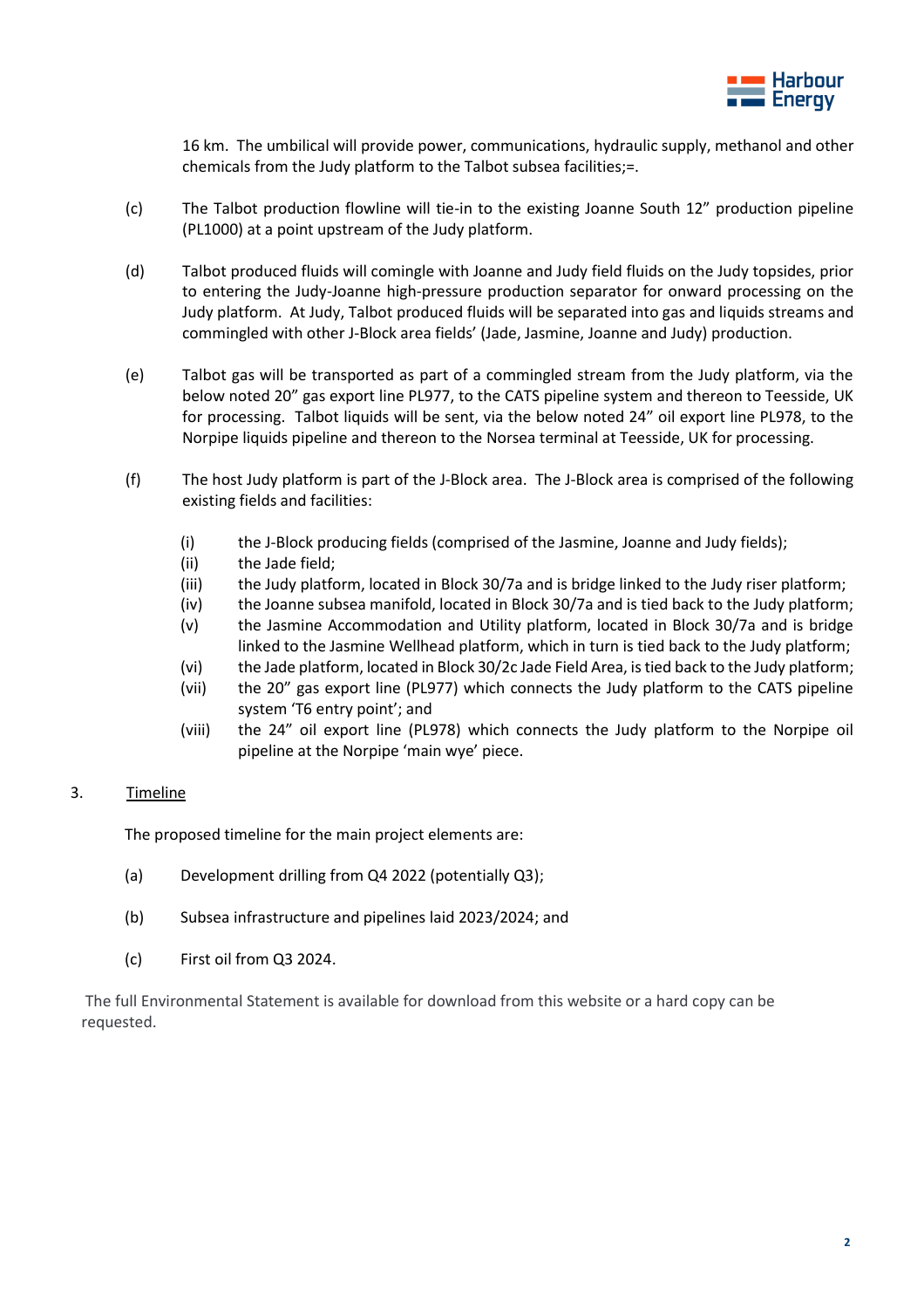16 km. The umbilical will provide power, communications, hydraulic supply, methanol and other chemicals from the Judy platform to the Talbot subsea facilities;=.

(c) The Talbot production flowline will tie-in to the existing Joanne South 12" production pipeline (PL1000) at a point upstream of the Judy platform.

(d) Talbot produced fluids will comingle with Joanne and Judy field fluids on the Judy topsides, prior to entering the Judy-Joanne high-pressure production separator for onward processing on the Judy platform. At Judy, Talbot produced fluids will be separated into gas and liquids streams and commingled with other J-Block area fields' (Jade, Jasmine, Joanne and Judy) production.

(e) Talbot gas will be transported as part of a commingled stream from the Judy platform, via the below noted 20" gas export line PL977, to the CATS pipeline system and thereon to Teesside, UK for processing. Talbot liquids will be sent, via the below noted 24" oil export line PL978, to the Norpipe liquids pipeline and thereon to the Norsea terminal at Teesside, UK for processing.

(f) The host Judy platform is part of the J-Block area. The J-Block area is comprised of the following existing fields and facilities:

- (i) the J-Block producing fields (comprised of the Jasmine, Joanne and Judy fields);
- (ii) the Jade field;
- (iii) the Judy platform, located in Block 30/7a and is bridge linked to the Judy riser platform;
- (iv) the Joanne subsea manifold, located in Block 30/7a and is tied back to the Judy platform;
- (v) the Jasmine Accommodation and Utility platform, located in Block 30/7a and is bridge linked to the Jasmine Wellhead platform, which in turn is tied back to the Judy platform;
- (vi) the Jade platform, located in Block 30/2c Jade Field Area, is tied back to the Judy platform;
- (vii) the 20" gas export line (PL977) which connects the Judy platform to the CATS pipeline system 'T6 entry point'; and
- (viii) the 24" oil export line (PL978) which connects the Judy platform to the Norpipe oil pipeline at the Norpipe 'main wye' piece.

## 3. Timeline

The proposed timeline for the main project elements are:

(a) Development drilling from Q4 2022 (potentially Q3);

(b) Subsea infrastructure and pipelines laid 2023/2024; and

(c) First oil from Q3 2024.

The full Environmental Statement is available for download from this website or a hard copy can be requested.